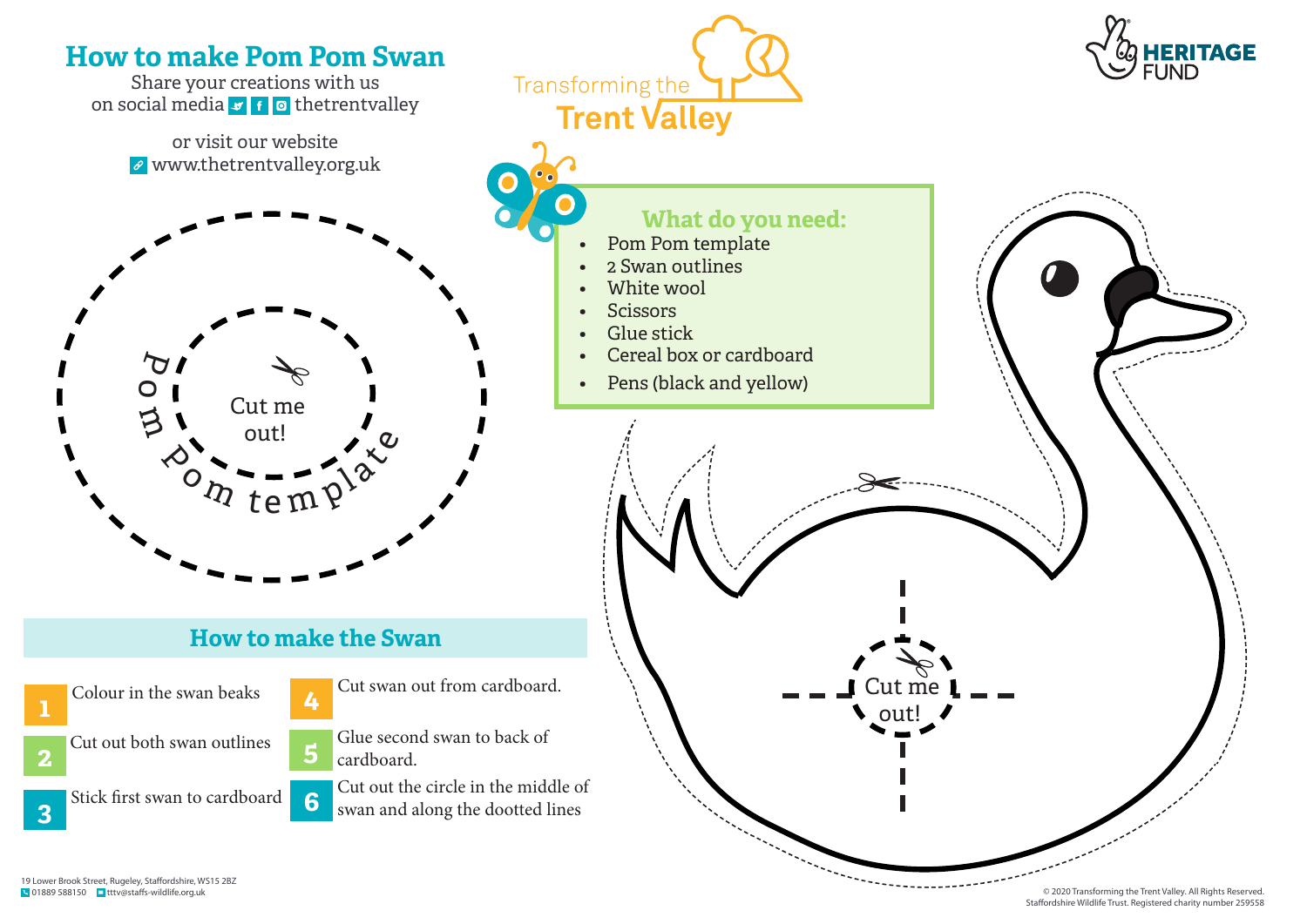# How to make Pom Pom Swan

Share your creations with us on social media thetrentvalley

or visit our website www.thetrentvalley.org.uk

Transforming the Trent Valley

HERITAGE FUND

Pom Pom template

Cut me out!

## What do you need:

- Pom Pom template
- 2 Swan outlines
- White wool
- Scissors
- Glue stick
- Cereal box or cardboard
- Pens (black and yellow)

Cut me out!

## How to make the Swan

1. Colour in the swan beaks
2. Cut out both swan outlines
3. Stick first swan to cardboard
4. Cut swan out from cardboard.
5. Glue second swan to back of cardboard.
6. Cut out the circle in the middle of swan and along the dootted lines

19 Lower Brook Street, Rugeley, Staffordshire, WS15 2BZ
01889 588150 tttv@staffs-wildlife.org.uk

© 2020 Transforming the Trent Valley. All Rights Reserved.
Staffordshire Wildlife Trust. Registered charity number 259558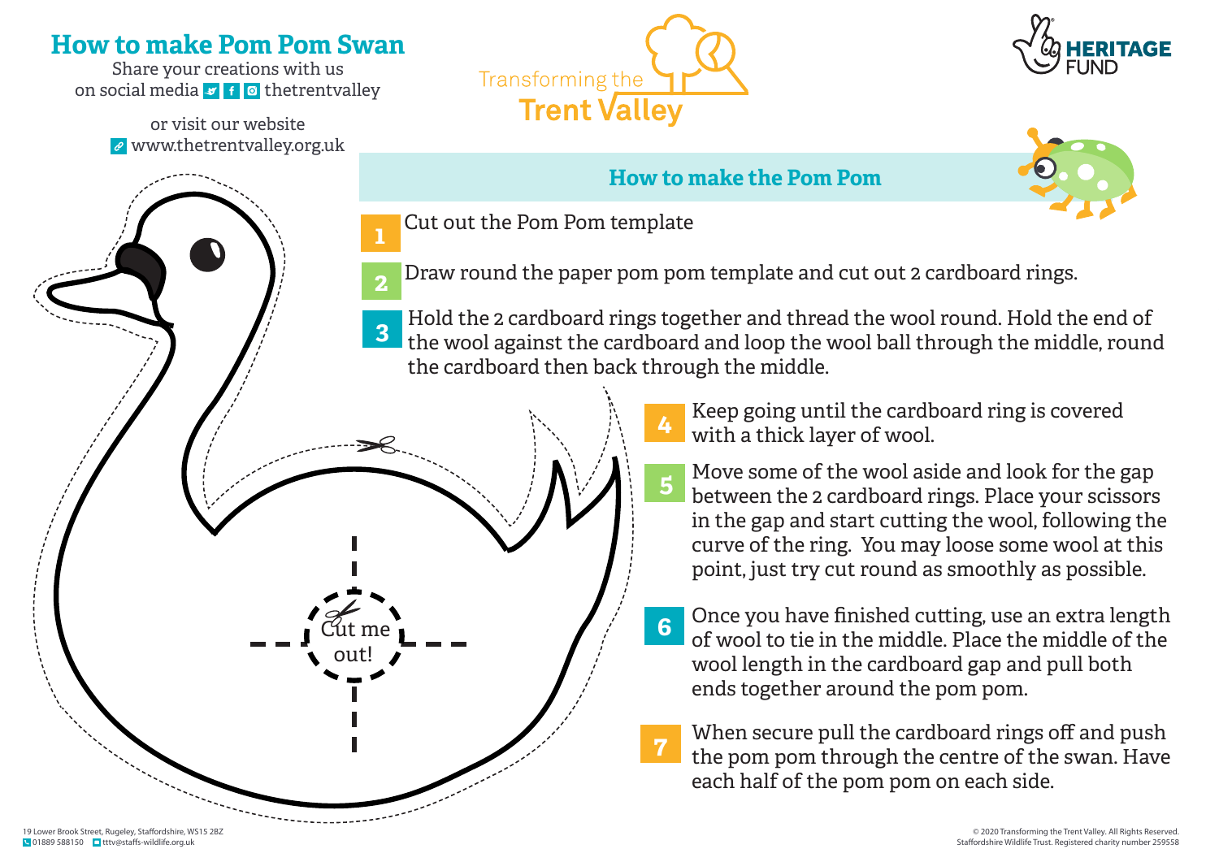# How to make Pom Pom Swan

Share your creations with us on social media thetrentvalley

or visit our website www.thetrentvalley.org.uk

Transforming the Trent Valley

HERITAGE FUND

Cut me out!

## How to make the Pom Pom

1. Cut out the Pom Pom template
2. Draw round the paper pom pom template and cut out 2 cardboard rings.
3. Hold the 2 cardboard rings together and thread the wool round. Hold the end of the wool against the cardboard and loop the wool ball through the middle, round the cardboard then back through the middle.
4. Keep going until the cardboard ring is covered with a thick layer of wool.
5. Move some of the wool aside and look for the gap between the 2 cardboard rings. Place your scissors in the gap and start cutting the wool, following the curve of the ring. You may loose some wool at this point, just try cut round as smoothly as possible.
6. Once you have finished cutting, use an extra length of wool to tie in the middle. Place the middle of the wool length in the cardboard gap and pull both ends together around the pom pom.
7. When secure pull the cardboard rings off and push the pom pom through the centre of the swan. Have each half of the pom pom on each side.

19 Lower Brook Street, Rugeley, Staffordshire, WS15 2BZ
01889 588150 tttv@staffs-wildlife.org.uk

© 2020 Transforming the Trent Valley. All Rights Reserved.
Staffordshire Wildlife Trust. Registered charity number 259558